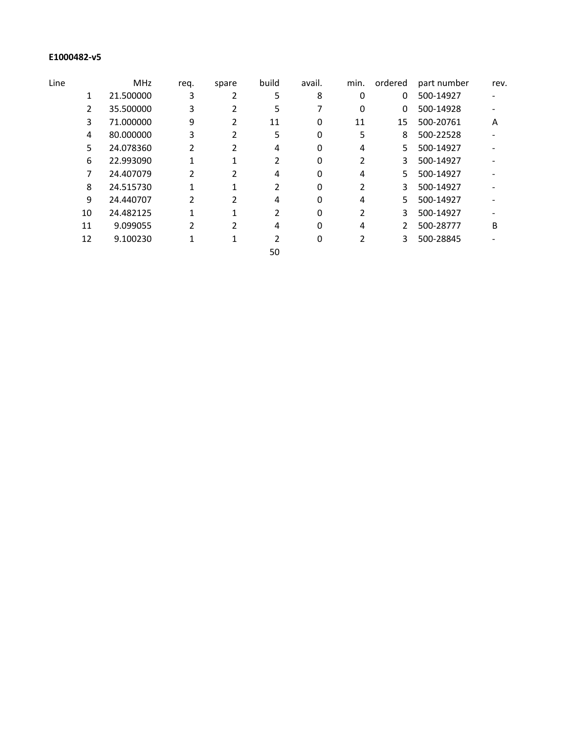**E1000482-v5**

| Line | MHz | req. | spare | build | avail. | min. | ordered | part number | rev. |
|---|---|---|---|---|---|---|---|---|---|
| 1 | 21.500000 | 3 | 2 | 5 | 8 | 0 | 0 | 500-14927 | - |
| 2 | 35.500000 | 3 | 2 | 5 | 7 | 0 | 0 | 500-14928 | - |
| 3 | 71.000000 | 9 | 2 | 11 | 0 | 11 | 15 | 500-20761 | A |
| 4 | 80.000000 | 3 | 2 | 5 | 0 | 5 | 8 | 500-22528 | - |
| 5 | 24.078360 | 2 | 2 | 4 | 0 | 4 | 5 | 500-14927 | - |
| 6 | 22.993090 | 1 | 1 | 2 | 0 | 2 | 3 | 500-14927 | - |
| 7 | 24.407079 | 2 | 2 | 4 | 0 | 4 | 5 | 500-14927 | - |
| 8 | 24.515730 | 1 | 1 | 2 | 0 | 2 | 3 | 500-14927 | - |
| 9 | 24.440707 | 2 | 2 | 4 | 0 | 4 | 5 | 500-14927 | - |
| 10 | 24.482125 | 1 | 1 | 2 | 0 | 2 | 3 | 500-14927 | - |
| 11 | 9.099055 | 2 | 2 | 4 | 0 | 4 | 2 | 500-28777 | B |
| 12 | 9.100230 | 1 | 1 | 2 | 0 | 2 | 3 | 500-28845 | - |
| | | | | 50 | | | | | |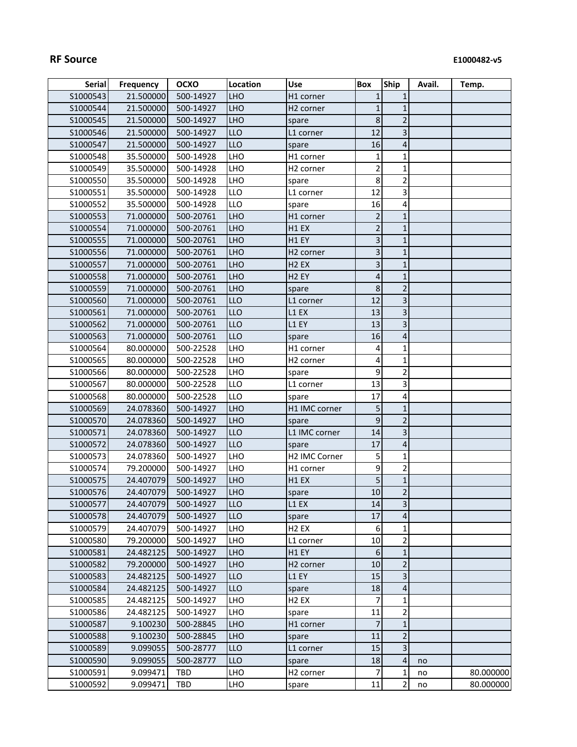**RF Source** **E1000482-v5**

| Serial | Frequency | OCXO | Location | Use | Box | Ship | Avail. | Temp. |
|---|---|---|---|---|---|---|---|---|
| S1000543 | 21.500000 | 500-14927 | LHO | H1 corner | 1 | 1 | | |
| S1000544 | 21.500000 | 500-14927 | LHO | H2 corner | 1 | 1 | | |
| S1000545 | 21.500000 | 500-14927 | LHO | spare | 8 | 2 | | |
| S1000546 | 21.500000 | 500-14927 | LLO | L1 corner | 12 | 3 | | |
| S1000547 | 21.500000 | 500-14927 | LLO | spare | 16 | 4 | | |
| S1000548 | 35.500000 | 500-14928 | LHO | H1 corner | 1 | 1 | | |
| S1000549 | 35.500000 | 500-14928 | LHO | H2 corner | 2 | 1 | | |
| S1000550 | 35.500000 | 500-14928 | LHO | spare | 8 | 2 | | |
| S1000551 | 35.500000 | 500-14928 | LLO | L1 corner | 12 | 3 | | |
| S1000552 | 35.500000 | 500-14928 | LLO | spare | 16 | 4 | | |
| S1000553 | 71.000000 | 500-20761 | LHO | H1 corner | 2 | 1 | | |
| S1000554 | 71.000000 | 500-20761 | LHO | H1 EX | 2 | 1 | | |
| S1000555 | 71.000000 | 500-20761 | LHO | H1 EY | 3 | 1 | | |
| S1000556 | 71.000000 | 500-20761 | LHO | H2 corner | 3 | 1 | | |
| S1000557 | 71.000000 | 500-20761 | LHO | H2 EX | 3 | 1 | | |
| S1000558 | 71.000000 | 500-20761 | LHO | H2 EY | 4 | 1 | | |
| S1000559 | 71.000000 | 500-20761 | LHO | spare | 8 | 2 | | |
| S1000560 | 71.000000 | 500-20761 | LLO | L1 corner | 12 | 3 | | |
| S1000561 | 71.000000 | 500-20761 | LLO | L1 EX | 13 | 3 | | |
| S1000562 | 71.000000 | 500-20761 | LLO | L1 EY | 13 | 3 | | |
| S1000563 | 71.000000 | 500-20761 | LLO | spare | 16 | 4 | | |
| S1000564 | 80.000000 | 500-22528 | LHO | H1 corner | 4 | 1 | | |
| S1000565 | 80.000000 | 500-22528 | LHO | H2 corner | 4 | 1 | | |
| S1000566 | 80.000000 | 500-22528 | LHO | spare | 9 | 2 | | |
| S1000567 | 80.000000 | 500-22528 | LLO | L1 corner | 13 | 3 | | |
| S1000568 | 80.000000 | 500-22528 | LLO | spare | 17 | 4 | | |
| S1000569 | 24.078360 | 500-14927 | LHO | H1 IMC corner | 5 | 1 | | |
| S1000570 | 24.078360 | 500-14927 | LHO | spare | 9 | 2 | | |
| S1000571 | 24.078360 | 500-14927 | LLO | L1 IMC corner | 14 | 3 | | |
| S1000572 | 24.078360 | 500-14927 | LLO | spare | 17 | 4 | | |
| S1000573 | 24.078360 | 500-14927 | LHO | H2 IMC Corner | 5 | 1 | | |
| S1000574 | 79.200000 | 500-14927 | LHO | H1 corner | 9 | 2 | | |
| S1000575 | 24.407079 | 500-14927 | LHO | H1 EX | 5 | 1 | | |
| S1000576 | 24.407079 | 500-14927 | LHO | spare | 10 | 2 | | |
| S1000577 | 24.407079 | 500-14927 | LLO | L1 EX | 14 | 3 | | |
| S1000578 | 24.407079 | 500-14927 | LLO | spare | 17 | 4 | | |
| S1000579 | 24.407079 | 500-14927 | LHO | H2 EX | 6 | 1 | | |
| S1000580 | 79.200000 | 500-14927 | LHO | L1 corner | 10 | 2 | | |
| S1000581 | 24.482125 | 500-14927 | LHO | H1 EY | 6 | 1 | | |
| S1000582 | 79.200000 | 500-14927 | LHO | H2 corner | 10 | 2 | | |
| S1000583 | 24.482125 | 500-14927 | LLO | L1 EY | 15 | 3 | | |
| S1000584 | 24.482125 | 500-14927 | LLO | spare | 18 | 4 | | |
| S1000585 | 24.482125 | 500-14927 | LHO | H2 EX | 7 | 1 | | |
| S1000586 | 24.482125 | 500-14927 | LHO | spare | 11 | 2 | | |
| S1000587 | 9.100230 | 500-28845 | LHO | H1 corner | 7 | 1 | | |
| S1000588 | 9.100230 | 500-28845 | LHO | spare | 11 | 2 | | |
| S1000589 | 9.099055 | 500-28777 | LLO | L1 corner | 15 | 3 | | |
| S1000590 | 9.099055 | 500-28777 | LLO | spare | 18 | 4 | no | |
| S1000591 | 9.099471 | TBD | LHO | H2 corner | 7 | 1 | no | 80.000000 |
| S1000592 | 9.099471 | TBD | LHO | spare | 11 | 2 | no | 80.000000 |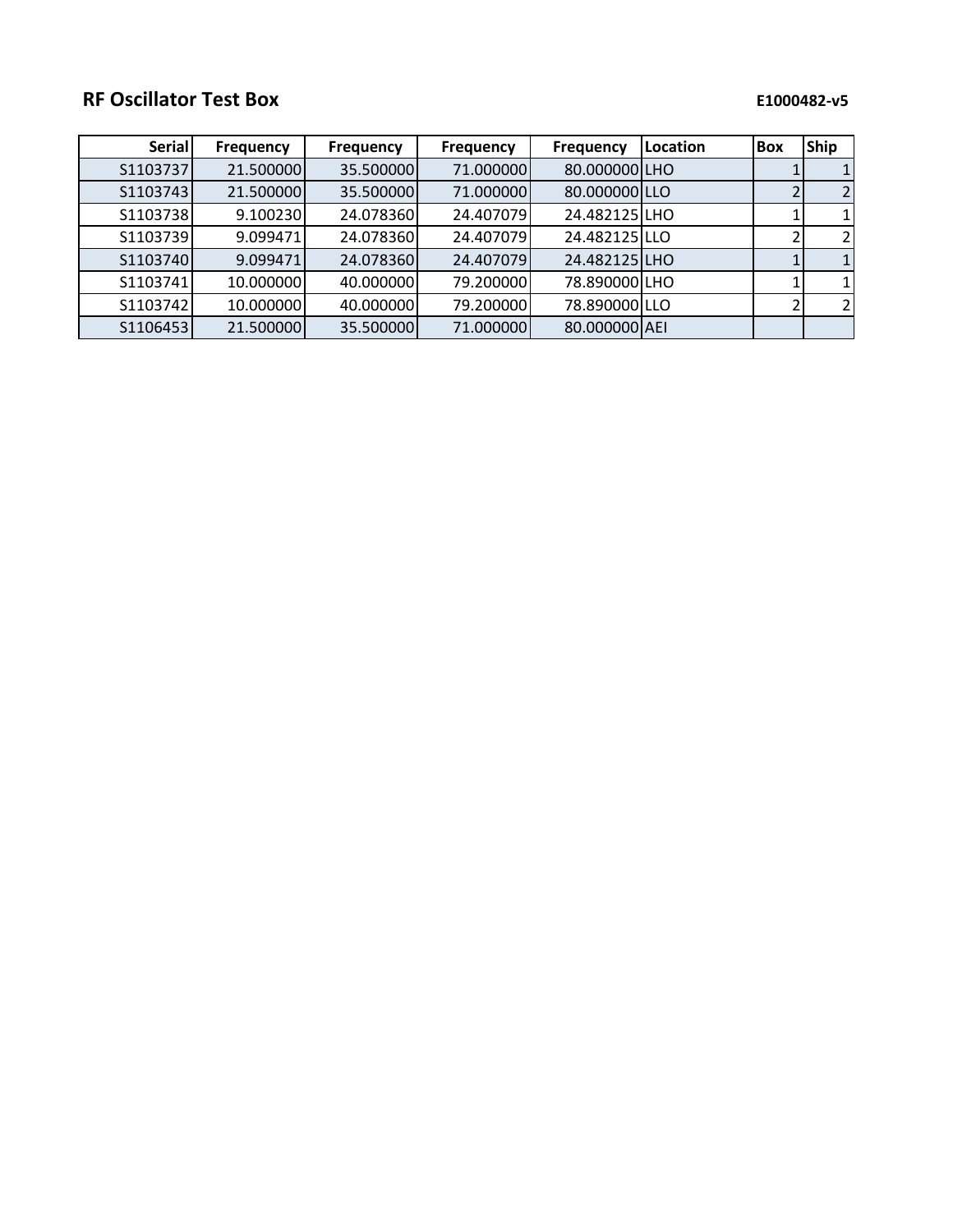## RF Oscillator Test Box

**E1000482-v5**

| Serial | Frequency | Frequency | Frequency | Frequency | Location | Box | Ship |
|---|---|---|---|---|---|---|---|
| S1103737 | 21.500000 | 35.500000 | 71.000000 | 80.000000 | LHO | 1 | 1 |
| S1103743 | 21.500000 | 35.500000 | 71.000000 | 80.000000 | LLO | 2 | 2 |
| S1103738 | 9.100230 | 24.078360 | 24.407079 | 24.482125 | LHO | 1 | 1 |
| S1103739 | 9.099471 | 24.078360 | 24.407079 | 24.482125 | LLO | 2 | 2 |
| S1103740 | 9.099471 | 24.078360 | 24.407079 | 24.482125 | LHO | 1 | 1 |
| S1103741 | 10.000000 | 40.000000 | 79.200000 | 78.890000 | LHO | 1 | 1 |
| S1103742 | 10.000000 | 40.000000 | 79.200000 | 78.890000 | LLO | 2 | 2 |
| S1106453 | 21.500000 | 35.500000 | 71.000000 | 80.000000 | AEI | | |